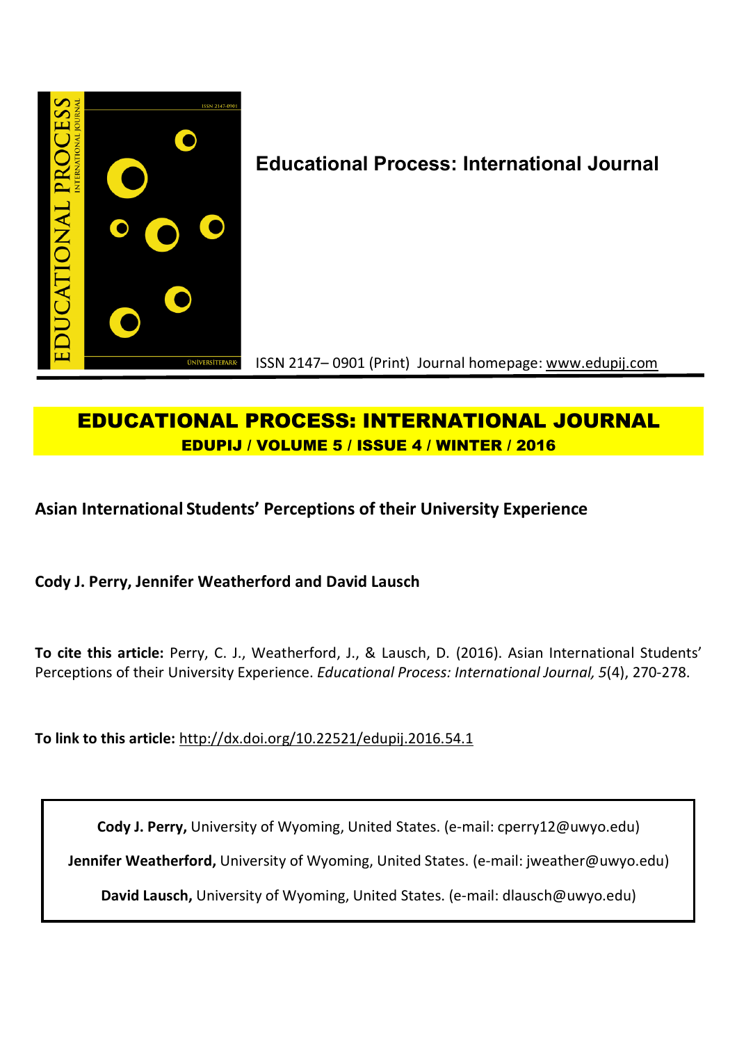# Educational Process: International Journal

ISSN 2147– 0901 (Print) Journal homepage: www.edupij.com

## EDUCATIONAL PROCESS: INTERNATIONAL JOURNAL

**EDUPIJ / VOLUME 5 / ISSUE 4 / WINTER / 2016**

## Asian International Students' Perceptions of their University Experience

**Cody J. Perry, Jennifer Weatherford and David Lausch**

**To cite this article:** Perry, C. J., Weatherford, J., & Lausch, D. (2016). Asian International Students' Perceptions of their University Experience. *Educational Process: International Journal, 5*(4), 270-278.

**To link to this article:** http://dx.doi.org/10.22521/edupij.2016.54.1

**Cody J. Perry,** University of Wyoming, United States. (e-mail: cperry12@uwyo.edu)

**Jennifer Weatherford,** University of Wyoming, United States. (e-mail: jweather@uwyo.edu)

**David Lausch,** University of Wyoming, United States. (e-mail: dlausch@uwyo.edu)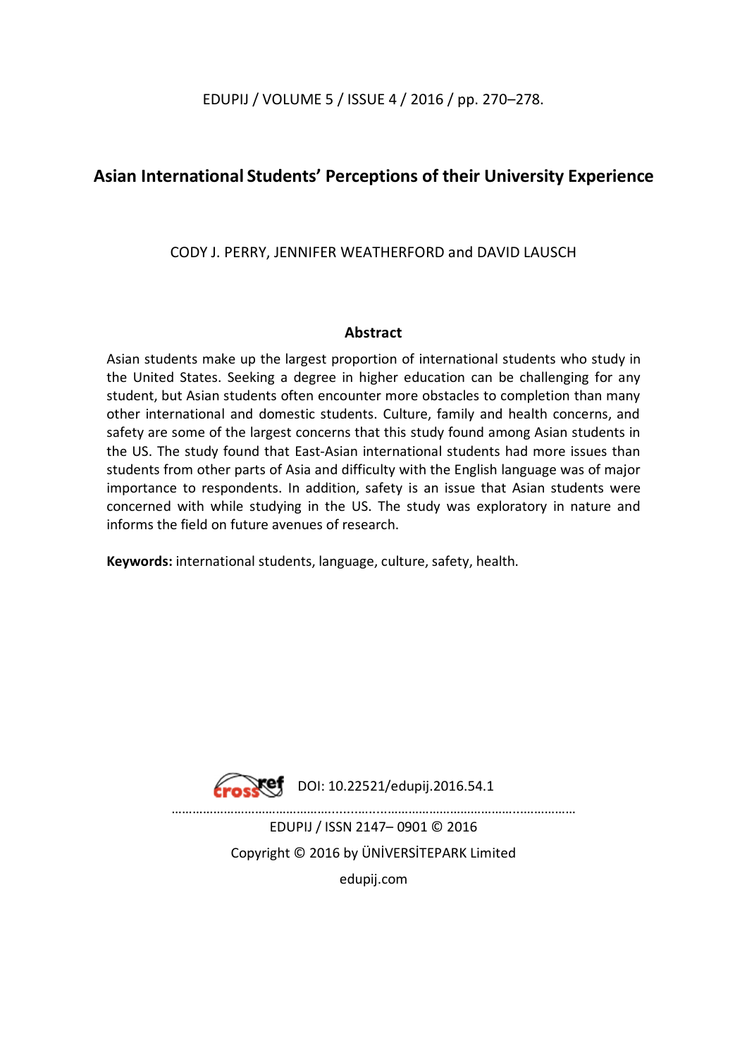# Asian International Students' Perceptions of their University Experience

CODY J. PERRY, JENNIFER WEATHERFORD and DAVID LAUSCH

## Abstract

Asian students make up the largest proportion of international students who study in the United States. Seeking a degree in higher education can be challenging for any student, but Asian students often encounter more obstacles to completion than many other international and domestic students. Culture, family and health concerns, and safety are some of the largest concerns that this study found among Asian students in the US. The study found that East-Asian international students had more issues than students from other parts of Asia and difficulty with the English language was of major importance to respondents. In addition, safety is an issue that Asian students were concerned with while studying in the US. The study was exploratory in nature and informs the field on future avenues of research.

**Keywords:** international students, language, culture, safety, health.

DOI: 10.22521/edupij.2016.54.1

EDUPIJ / ISSN 2147– 0901 © 2016

Copyright © 2016 by ÜNİVERSİTEPARK Limited

edupij.com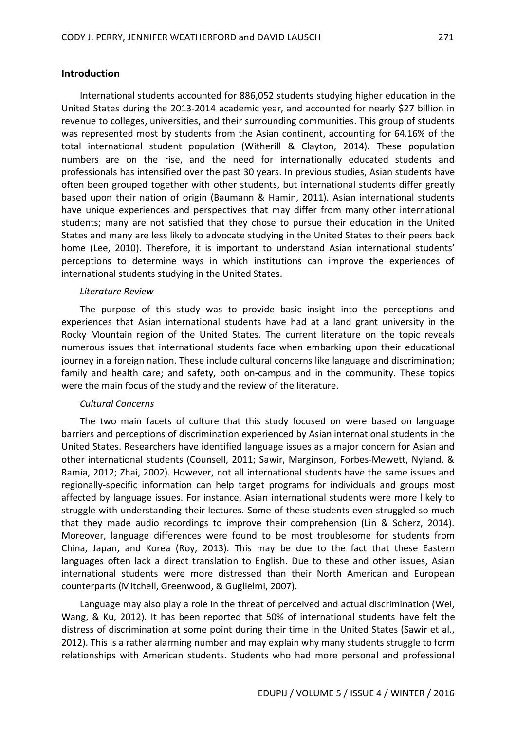## Introduction

International students accounted for 886,052 students studying higher education in the United States during the 2013-2014 academic year, and accounted for nearly $27 billion in revenue to colleges, universities, and their surrounding communities. This group of students was represented most by students from the Asian continent, accounting for 64.16% of the total international student population (Witherill & Clayton, 2014). These population numbers are on the rise, and the need for internationally educated students and professionals has intensified over the past 30 years. In previous studies, Asian students have often been grouped together with other students, but international students differ greatly based upon their nation of origin (Baumann & Hamin, 2011). Asian international students have unique experiences and perspectives that may differ from many other international students; many are not satisfied that they chose to pursue their education in the United States and many are less likely to advocate studying in the United States to their peers back home (Lee, 2010). Therefore, it is important to understand Asian international students' perceptions to determine ways in which institutions can improve the experiences of international students studying in the United States.

### *Literature Review*

The purpose of this study was to provide basic insight into the perceptions and experiences that Asian international students have had at a land grant university in the Rocky Mountain region of the United States. The current literature on the topic reveals numerous issues that international students face when embarking upon their educational journey in a foreign nation. These include cultural concerns like language and discrimination; family and health care; and safety, both on-campus and in the community. These topics were the main focus of the study and the review of the literature.

### *Cultural Concerns*

The two main facets of culture that this study focused on were based on language barriers and perceptions of discrimination experienced by Asian international students in the United States. Researchers have identified language issues as a major concern for Asian and other international students (Counsell, 2011; Sawir, Marginson, Forbes-Mewett, Nyland, & Ramia, 2012; Zhai, 2002). However, not all international students have the same issues and regionally-specific information can help target programs for individuals and groups most affected by language issues. For instance, Asian international students were more likely to struggle with understanding their lectures. Some of these students even struggled so much that they made audio recordings to improve their comprehension (Lin & Scherz, 2014). Moreover, language differences were found to be most troublesome for students from China, Japan, and Korea (Roy, 2013). This may be due to the fact that these Eastern languages often lack a direct translation to English. Due to these and other issues, Asian international students were more distressed than their North American and European counterparts (Mitchell, Greenwood, & Guglielmi, 2007).

Language may also play a role in the threat of perceived and actual discrimination (Wei, Wang, & Ku, 2012). It has been reported that 50% of international students have felt the distress of discrimination at some point during their time in the United States (Sawir et al., 2012). This is a rather alarming number and may explain why many students struggle to form relationships with American students. Students who had more personal and professional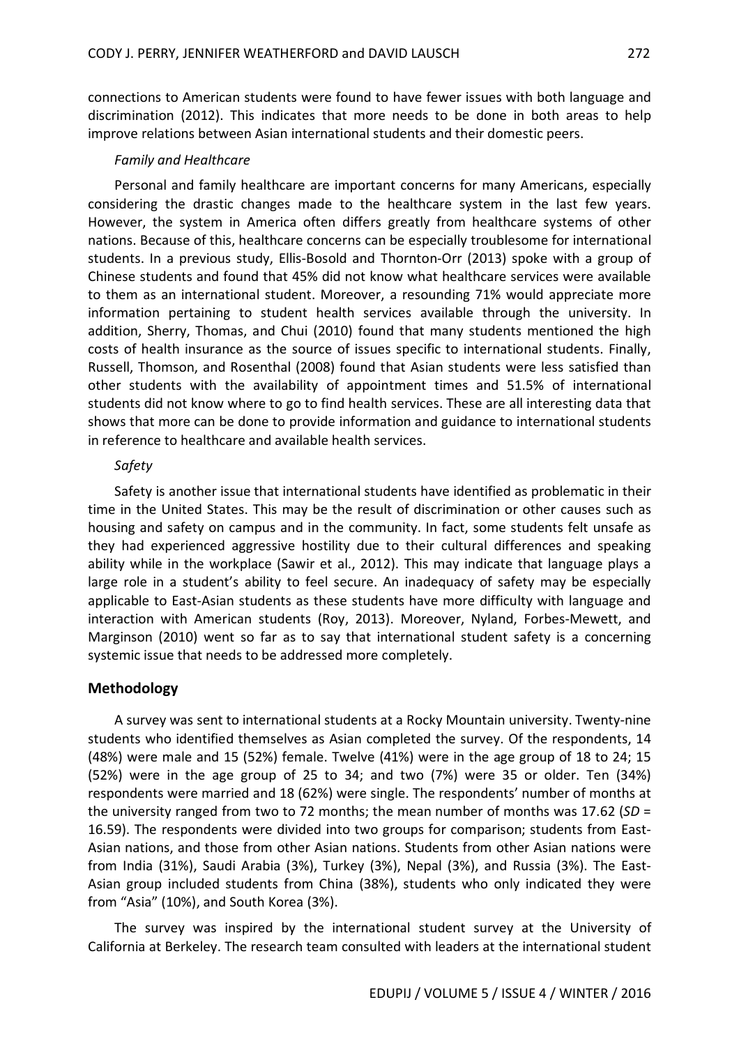connections to American students were found to have fewer issues with both language and discrimination (2012). This indicates that more needs to be done in both areas to help improve relations between Asian international students and their domestic peers.

*Family and Healthcare*

Personal and family healthcare are important concerns for many Americans, especially considering the drastic changes made to the healthcare system in the last few years. However, the system in America often differs greatly from healthcare systems of other nations. Because of this, healthcare concerns can be especially troublesome for international students. In a previous study, Ellis-Bosold and Thornton-Orr (2013) spoke with a group of Chinese students and found that 45% did not know what healthcare services were available to them as an international student. Moreover, a resounding 71% would appreciate more information pertaining to student health services available through the university. In addition, Sherry, Thomas, and Chui (2010) found that many students mentioned the high costs of health insurance as the source of issues specific to international students. Finally, Russell, Thomson, and Rosenthal (2008) found that Asian students were less satisfied than other students with the availability of appointment times and 51.5% of international students did not know where to go to find health services. These are all interesting data that shows that more can be done to provide information and guidance to international students in reference to healthcare and available health services.

*Safety*

Safety is another issue that international students have identified as problematic in their time in the United States. This may be the result of discrimination or other causes such as housing and safety on campus and in the community. In fact, some students felt unsafe as they had experienced aggressive hostility due to their cultural differences and speaking ability while in the workplace (Sawir et al., 2012). This may indicate that language plays a large role in a student's ability to feel secure. An inadequacy of safety may be especially applicable to East-Asian students as these students have more difficulty with language and interaction with American students (Roy, 2013). Moreover, Nyland, Forbes-Mewett, and Marginson (2010) went so far as to say that international student safety is a concerning systemic issue that needs to be addressed more completely.

## Methodology

A survey was sent to international students at a Rocky Mountain university. Twenty-nine students who identified themselves as Asian completed the survey. Of the respondents, 14 (48%) were male and 15 (52%) female. Twelve (41%) were in the age group of 18 to 24; 15 (52%) were in the age group of 25 to 34; and two (7%) were 35 or older. Ten (34%) respondents were married and 18 (62%) were single. The respondents' number of months at the university ranged from two to 72 months; the mean number of months was 17.62 ($SD$ = 16.59). The respondents were divided into two groups for comparison; students from East-Asian nations, and those from other Asian nations. Students from other Asian nations were from India (31%), Saudi Arabia (3%), Turkey (3%), Nepal (3%), and Russia (3%). The East-Asian group included students from China (38%), students who only indicated they were from "Asia" (10%), and South Korea (3%).

The survey was inspired by the international student survey at the University of California at Berkeley. The research team consulted with leaders at the international student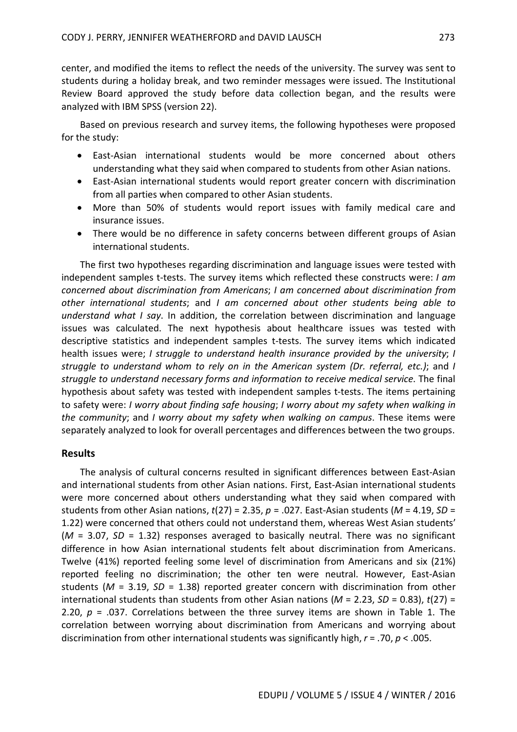center, and modified the items to reflect the needs of the university. The survey was sent to students during a holiday break, and two reminder messages were issued. The Institutional Review Board approved the study before data collection began, and the results were analyzed with IBM SPSS (version 22).

Based on previous research and survey items, the following hypotheses were proposed for the study:

- East-Asian international students would be more concerned about others understanding what they said when compared to students from other Asian nations.
- East-Asian international students would report greater concern with discrimination from all parties when compared to other Asian students.
- More than 50% of students would report issues with family medical care and insurance issues.
- There would be no difference in safety concerns between different groups of Asian international students.

The first two hypotheses regarding discrimination and language issues were tested with independent samples t-tests. The survey items which reflected these constructs were: *I am concerned about discrimination from Americans*; *I am concerned about discrimination from other international students*; and *I am concerned about other students being able to understand what I say*. In addition, the correlation between discrimination and language issues was calculated. The next hypothesis about healthcare issues was tested with descriptive statistics and independent samples t-tests. The survey items which indicated health issues were; *I struggle to understand health insurance provided by the university*; *I struggle to understand whom to rely on in the American system (Dr. referral, etc.)*; and *I struggle to understand necessary forms and information to receive medical service*. The final hypothesis about safety was tested with independent samples t-tests. The items pertaining to safety were: *I worry about finding safe housing*; *I worry about my safety when walking in the community*; and *I worry about my safety when walking on campus*. These items were separately analyzed to look for overall percentages and differences between the two groups.

## Results

The analysis of cultural concerns resulted in significant differences between East-Asian and international students from other Asian nations. First, East-Asian international students were more concerned about others understanding what they said when compared with students from other Asian nations, $t(27) = 2.35$, $p = .027$. East-Asian students ($M = 4.19$, $SD = 1.22$) were concerned that others could not understand them, whereas West Asian students' ($M = 3.07$, $SD = 1.32$) responses averaged to basically neutral. There was no significant difference in how Asian international students felt about discrimination from Americans. Twelve (41%) reported feeling some level of discrimination from Americans and six (21%) reported feeling no discrimination; the other ten were neutral. However, East-Asian students ($M = 3.19$, $SD = 1.38$) reported greater concern with discrimination from other international students than students from other Asian nations ($M = 2.23$, $SD = 0.83$), $t(27) = 2.20$, $p = .037$. Correlations between the three survey items are shown in Table 1. The correlation between worrying about discrimination from Americans and worrying about discrimination from other international students was significantly high, $r = .70$, $p < .005$.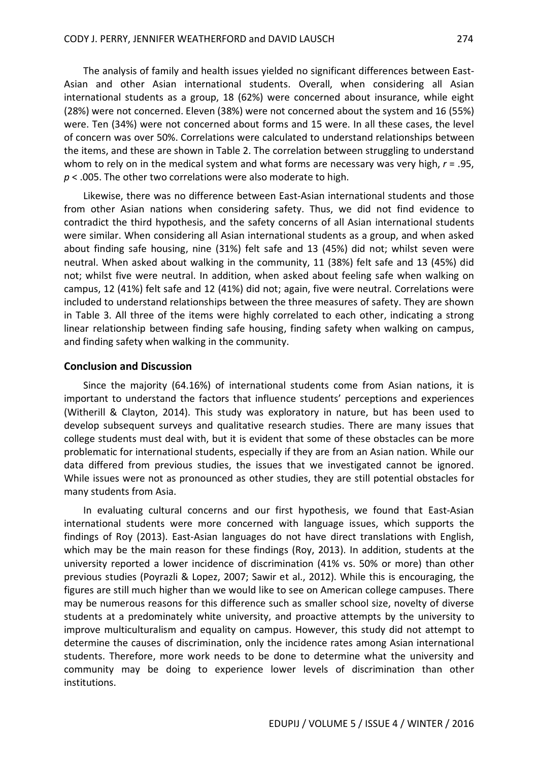The analysis of family and health issues yielded no significant differences between East-Asian and other Asian international students. Overall, when considering all Asian international students as a group, 18 (62%) were concerned about insurance, while eight (28%) were not concerned. Eleven (38%) were not concerned about the system and 16 (55%) were. Ten (34%) were not concerned about forms and 15 were. In all these cases, the level of concern was over 50%. Correlations were calculated to understand relationships between the items, and these are shown in Table 2. The correlation between struggling to understand whom to rely on in the medical system and what forms are necessary was very high, $r = .95$, $p < .005$. The other two correlations were also moderate to high.

Likewise, there was no difference between East-Asian international students and those from other Asian nations when considering safety. Thus, we did not find evidence to contradict the third hypothesis, and the safety concerns of all Asian international students were similar. When considering all Asian international students as a group, and when asked about finding safe housing, nine (31%) felt safe and 13 (45%) did not; whilst seven were neutral. When asked about walking in the community, 11 (38%) felt safe and 13 (45%) did not; whilst five were neutral. In addition, when asked about feeling safe when walking on campus, 12 (41%) felt safe and 12 (41%) did not; again, five were neutral. Correlations were included to understand relationships between the three measures of safety. They are shown in Table 3. All three of the items were highly correlated to each other, indicating a strong linear relationship between finding safe housing, finding safety when walking on campus, and finding safety when walking in the community.

## Conclusion and Discussion

Since the majority (64.16%) of international students come from Asian nations, it is important to understand the factors that influence students' perceptions and experiences (Witherill & Clayton, 2014). This study was exploratory in nature, but has been used to develop subsequent surveys and qualitative research studies. There are many issues that college students must deal with, but it is evident that some of these obstacles can be more problematic for international students, especially if they are from an Asian nation. While our data differed from previous studies, the issues that we investigated cannot be ignored. While issues were not as pronounced as other studies, they are still potential obstacles for many students from Asia.

In evaluating cultural concerns and our first hypothesis, we found that East-Asian international students were more concerned with language issues, which supports the findings of Roy (2013). East-Asian languages do not have direct translations with English, which may be the main reason for these findings (Roy, 2013). In addition, students at the university reported a lower incidence of discrimination (41% vs. 50% or more) than other previous studies (Poyrazli & Lopez, 2007; Sawir et al., 2012). While this is encouraging, the figures are still much higher than we would like to see on American college campuses. There may be numerous reasons for this difference such as smaller school size, novelty of diverse students at a predominately white university, and proactive attempts by the university to improve multiculturalism and equality on campus. However, this study did not attempt to determine the causes of discrimination, only the incidence rates among Asian international students. Therefore, more work needs to be done to determine what the university and community may be doing to experience lower levels of discrimination than other institutions.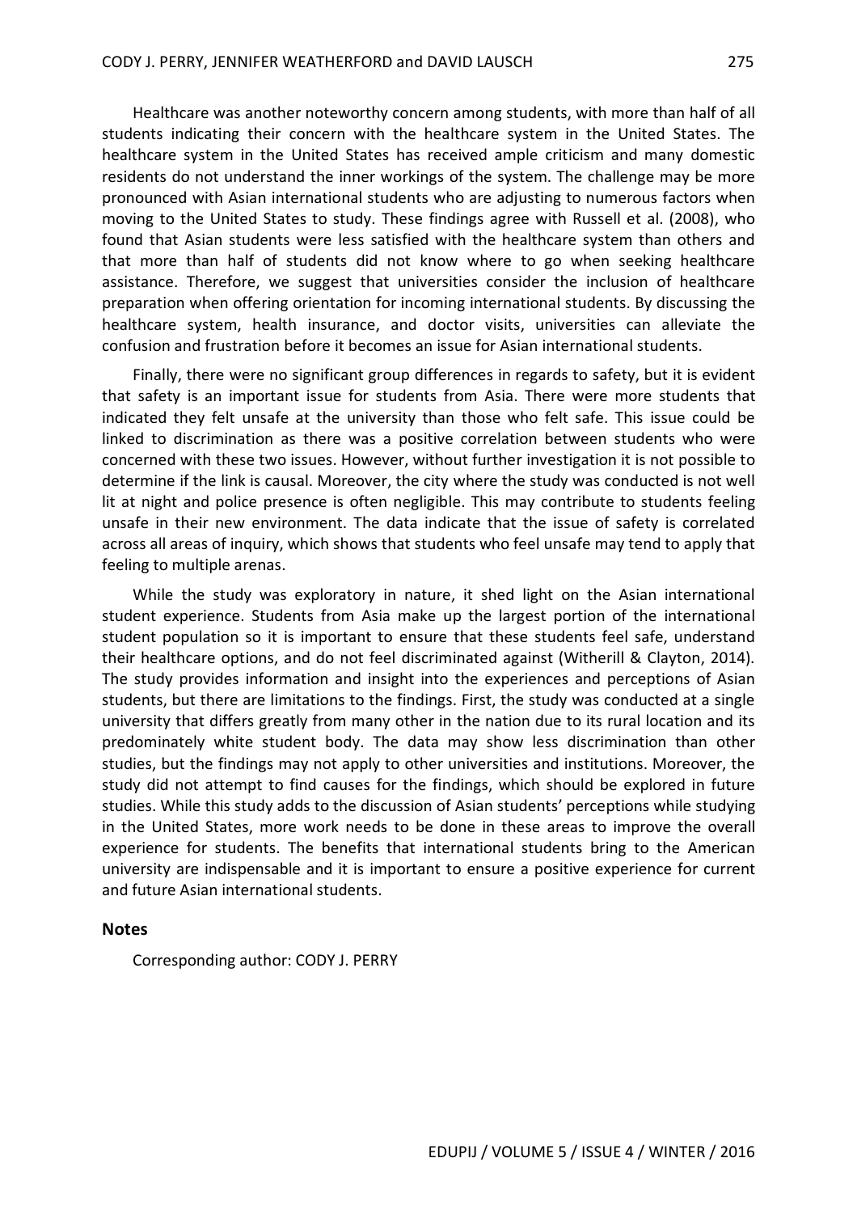Healthcare was another noteworthy concern among students, with more than half of all students indicating their concern with the healthcare system in the United States. The healthcare system in the United States has received ample criticism and many domestic residents do not understand the inner workings of the system. The challenge may be more pronounced with Asian international students who are adjusting to numerous factors when moving to the United States to study. These findings agree with Russell et al. (2008), who found that Asian students were less satisfied with the healthcare system than others and that more than half of students did not know where to go when seeking healthcare assistance. Therefore, we suggest that universities consider the inclusion of healthcare preparation when offering orientation for incoming international students. By discussing the healthcare system, health insurance, and doctor visits, universities can alleviate the confusion and frustration before it becomes an issue for Asian international students.

Finally, there were no significant group differences in regards to safety, but it is evident that safety is an important issue for students from Asia. There were more students that indicated they felt unsafe at the university than those who felt safe. This issue could be linked to discrimination as there was a positive correlation between students who were concerned with these two issues. However, without further investigation it is not possible to determine if the link is causal. Moreover, the city where the study was conducted is not well lit at night and police presence is often negligible. This may contribute to students feeling unsafe in their new environment. The data indicate that the issue of safety is correlated across all areas of inquiry, which shows that students who feel unsafe may tend to apply that feeling to multiple arenas.

While the study was exploratory in nature, it shed light on the Asian international student experience. Students from Asia make up the largest portion of the international student population so it is important to ensure that these students feel safe, understand their healthcare options, and do not feel discriminated against (Witherill & Clayton, 2014). The study provides information and insight into the experiences and perceptions of Asian students, but there are limitations to the findings. First, the study was conducted at a single university that differs greatly from many other in the nation due to its rural location and its predominately white student body. The data may show less discrimination than other studies, but the findings may not apply to other universities and institutions. Moreover, the study did not attempt to find causes for the findings, which should be explored in future studies. While this study adds to the discussion of Asian students' perceptions while studying in the United States, more work needs to be done in these areas to improve the overall experience for students. The benefits that international students bring to the American university are indispensable and it is important to ensure a positive experience for current and future Asian international students.

## Notes

Corresponding author: CODY J. PERRY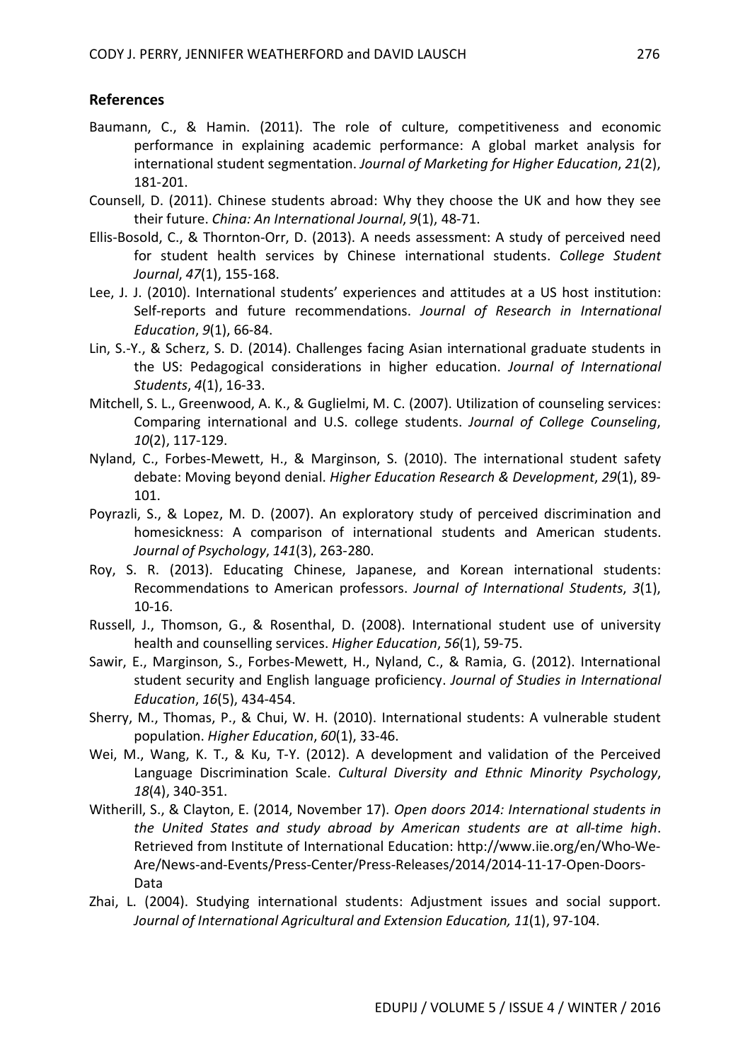## References

Baumann, C., & Hamin. (2011). The role of culture, competitiveness and economic performance in explaining academic performance: A global market analysis for international student segmentation. *Journal of Marketing for Higher Education*, *21*(2), 181-201.

Counsell, D. (2011). Chinese students abroad: Why they choose the UK and how they see their future. *China: An International Journal*, *9*(1), 48-71.

Ellis-Bosold, C., & Thornton-Orr, D. (2013). A needs assessment: A study of perceived need for student health services by Chinese international students. *College Student Journal*, *47*(1), 155-168.

Lee, J. J. (2010). International students' experiences and attitudes at a US host institution: Self-reports and future recommendations. *Journal of Research in International Education*, *9*(1), 66-84.

Lin, S.-Y., & Scherz, S. D. (2014). Challenges facing Asian international graduate students in the US: Pedagogical considerations in higher education. *Journal of International Students*, *4*(1), 16-33.

Mitchell, S. L., Greenwood, A. K., & Guglielmi, M. C. (2007). Utilization of counseling services: Comparing international and U.S. college students. *Journal of College Counseling*, *10*(2), 117-129.

Nyland, C., Forbes-Mewett, H., & Marginson, S. (2010). The international student safety debate: Moving beyond denial. *Higher Education Research & Development*, *29*(1), 89-101.

Poyrazli, S., & Lopez, M. D. (2007). An exploratory study of perceived discrimination and homesickness: A comparison of international students and American students. *Journal of Psychology*, *141*(3), 263-280.

Roy, S. R. (2013). Educating Chinese, Japanese, and Korean international students: Recommendations to American professors. *Journal of International Students*, *3*(1), 10-16.

Russell, J., Thomson, G., & Rosenthal, D. (2008). International student use of university health and counselling services. *Higher Education*, *56*(1), 59-75.

Sawir, E., Marginson, S., Forbes-Mewett, H., Nyland, C., & Ramia, G. (2012). International student security and English language proficiency. *Journal of Studies in International Education*, *16*(5), 434-454.

Sherry, M., Thomas, P., & Chui, W. H. (2010). International students: A vulnerable student population. *Higher Education*, *60*(1), 33-46.

Wei, M., Wang, K. T., & Ku, T-Y. (2012). A development and validation of the Perceived Language Discrimination Scale. *Cultural Diversity and Ethnic Minority Psychology*, *18*(4), 340-351.

Witherill, S., & Clayton, E. (2014, November 17). *Open doors 2014: International students in the United States and study abroad by American students are at all-time high*. Retrieved from Institute of International Education: http://www.iie.org/en/Who-We-Are/News-and-Events/Press-Center/Press-Releases/2014/2014-11-17-Open-Doors-Data

Zhai, L. (2004). Studying international students: Adjustment issues and social support. *Journal of International Agricultural and Extension Education, 11*(1), 97-104.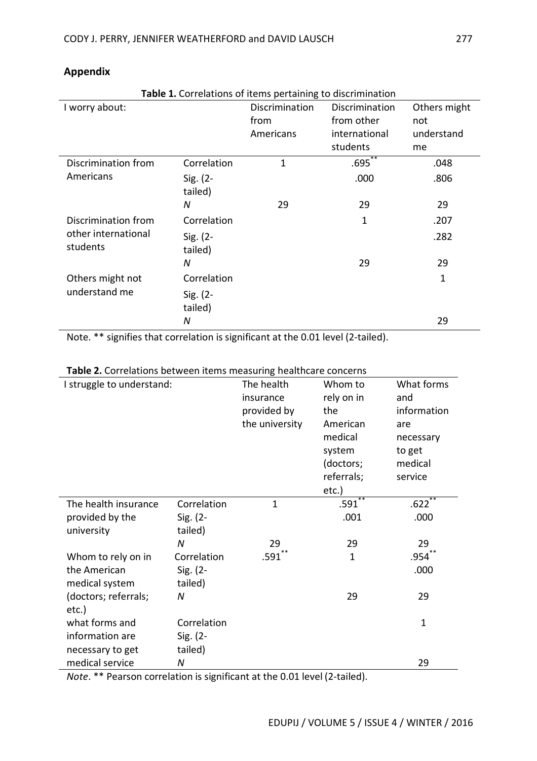## Appendix

**Table 1.** Correlations of items pertaining to discrimination

| I worry about: | | Discrimination from Americans | Discrimination from other international students | Others might not understand me |
|---|---|---|---|---|
| Discrimination from Americans | Correlation | 1 | .695** | .048 |
| | Sig. (2-tailed) | | .000 | .806 |
| | *N* | 29 | 29 | 29 |
| Discrimination from other international students | Correlation | | 1 | .207 |
| | Sig. (2-tailed) | | | .282 |
| | *N* | | 29 | 29 |
| Others might not understand me | Correlation | | | 1 |
| | Sig. (2-tailed) | | | |
| | *N* | | | 29 |

Note. ** signifies that correlation is significant at the 0.01 level (2-tailed).

**Table 2.** Correlations between items measuring healthcare concerns

| I struggle to understand: | | The health insurance provided by the university | Whom to rely on in the American medical system (doctors; referrals; etc.) | What forms and information are necessary to get medical service |
|---|---|---|---|---|
| The health insurance provided by the university | Correlation | 1 | .591** | .622** |
| | Sig. (2-tailed) | | .001 | .000 |
| | *N* | 29 | 29 | 29 |
| Whom to rely on in the American medical system (doctors; referrals; etc.) | Correlation | .591** | 1 | .954** |
| | Sig. (2-tailed) | | | .000 |
| | *N* | | 29 | 29 |
| what forms and information are necessary to get medical service | Correlation | | | 1 |
| | Sig. (2-tailed) | | | |
| | *N* | | | 29 |

*Note*. ** Pearson correlation is significant at the 0.01 level (2-tailed).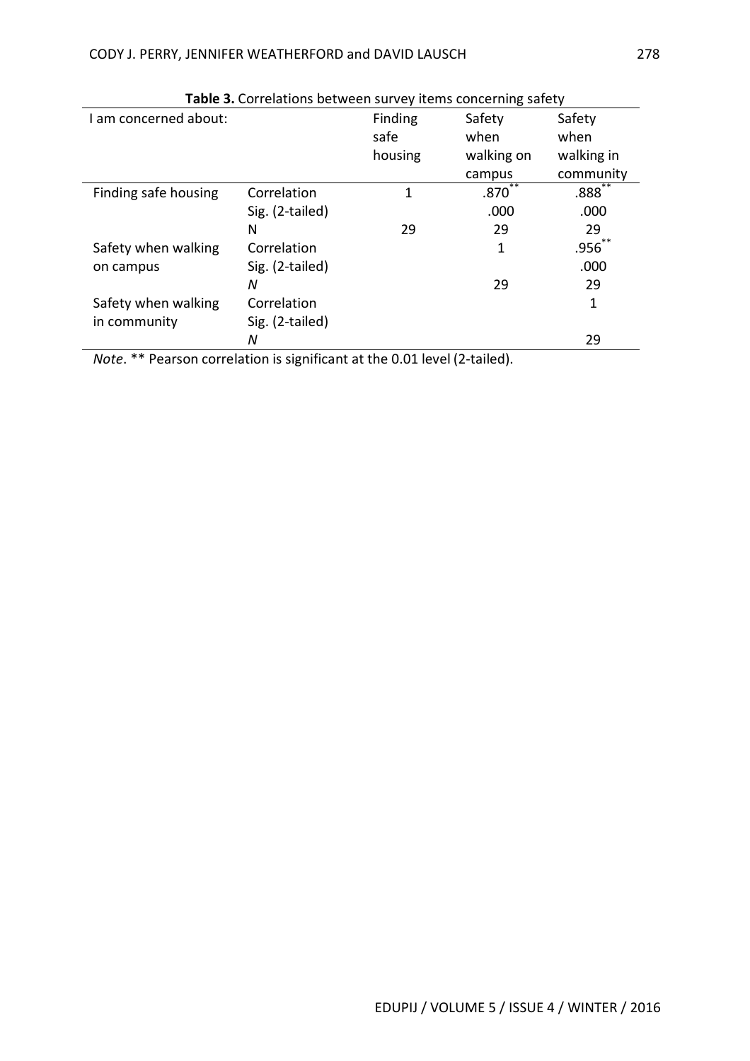**Table 3.** Correlations between survey items concerning safety

| I am concerned about: | | Finding safe housing | Safety when walking on campus | Safety when walking in community |
|---|---|---|---|---|
| Finding safe housing | Correlation | 1 | .870** | .888** |
| | Sig. (2-tailed) | | .000 | .000 |
| | N | 29 | 29 | 29 |
| Safety when walking on campus | Correlation | | 1 | .956** |
| | Sig. (2-tailed) | | | .000 |
| | *N* | | 29 | 29 |
| Safety when walking in community | Correlation | | | 1 |
| | Sig. (2-tailed) | | | |
| | *N* | | | 29 |

*Note*. ** Pearson correlation is significant at the 0.01 level (2-tailed).